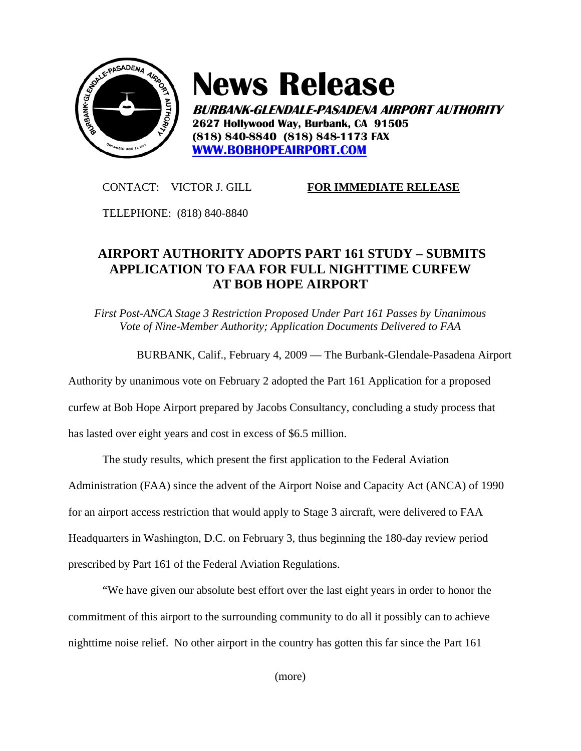# News Release

***BURBANK-GLENDALE-PASADENA AIRPORT AUTHORITY***
**2627 Hollywood Way, Burbank, CA 91505**
**(818) 840-8840 (818) 848-1173 FAX**
**[WWW.BOBHOPEAIRPORT.COM](http://WWW.BOBHOPEAIRPORT.COM)**

CONTACT: VICTOR J. GILL

**FOR IMMEDIATE RELEASE**

TELEPHONE: (818) 840-8840

## AIRPORT AUTHORITY ADOPTS PART 161 STUDY – SUBMITS APPLICATION TO FAA FOR FULL NIGHTTIME CURFEW AT BOB HOPE AIRPORT

*First Post-ANCA Stage 3 Restriction Proposed Under Part 161 Passes by Unanimous Vote of Nine-Member Authority; Application Documents Delivered to FAA*

BURBANK, Calif., February 4, 2009 — The Burbank-Glendale-Pasadena Airport Authority by unanimous vote on February 2 adopted the Part 161 Application for a proposed curfew at Bob Hope Airport prepared by Jacobs Consultancy, concluding a study process that has lasted over eight years and cost in excess of $6.5 million.

The study results, which present the first application to the Federal Aviation Administration (FAA) since the advent of the Airport Noise and Capacity Act (ANCA) of 1990 for an airport access restriction that would apply to Stage 3 aircraft, were delivered to FAA Headquarters in Washington, D.C. on February 3, thus beginning the 180-day review period prescribed by Part 161 of the Federal Aviation Regulations.

"We have given our absolute best effort over the last eight years in order to honor the commitment of this airport to the surrounding community to do all it possibly can to achieve nighttime noise relief. No other airport in the country has gotten this far since the Part 161

(more)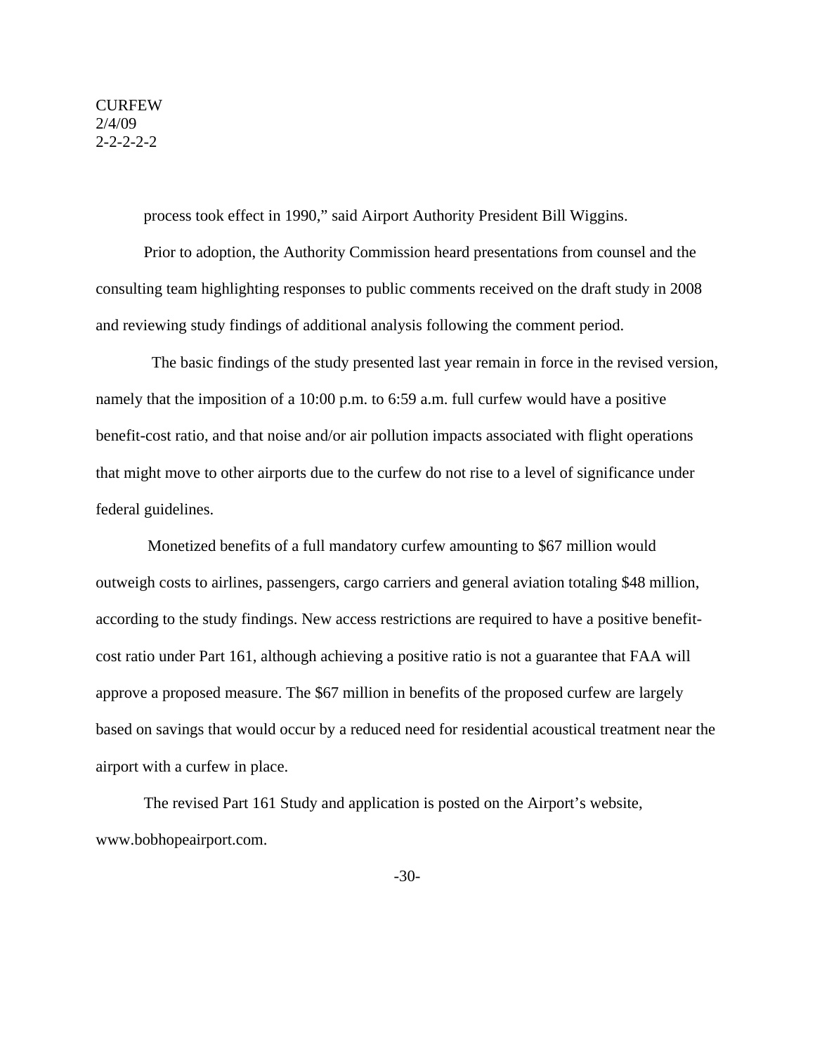process took effect in 1990," said Airport Authority President Bill Wiggins.

Prior to adoption, the Authority Commission heard presentations from counsel and the consulting team highlighting responses to public comments received on the draft study in 2008 and reviewing study findings of additional analysis following the comment period.

The basic findings of the study presented last year remain in force in the revised version, namely that the imposition of a 10:00 p.m. to 6:59 a.m. full curfew would have a positive benefit-cost ratio, and that noise and/or air pollution impacts associated with flight operations that might move to other airports due to the curfew do not rise to a level of significance under federal guidelines.

Monetized benefits of a full mandatory curfew amounting to $67 million would outweigh costs to airlines, passengers, cargo carriers and general aviation totaling $48 million, according to the study findings. New access restrictions are required to have a positive benefit-cost ratio under Part 161, although achieving a positive ratio is not a guarantee that FAA will approve a proposed measure. The $67 million in benefits of the proposed curfew are largely based on savings that would occur by a reduced need for residential acoustical treatment near the airport with a curfew in place.

The revised Part 161 Study and application is posted on the Airport's website, www.bobhopeairport.com.

-30-